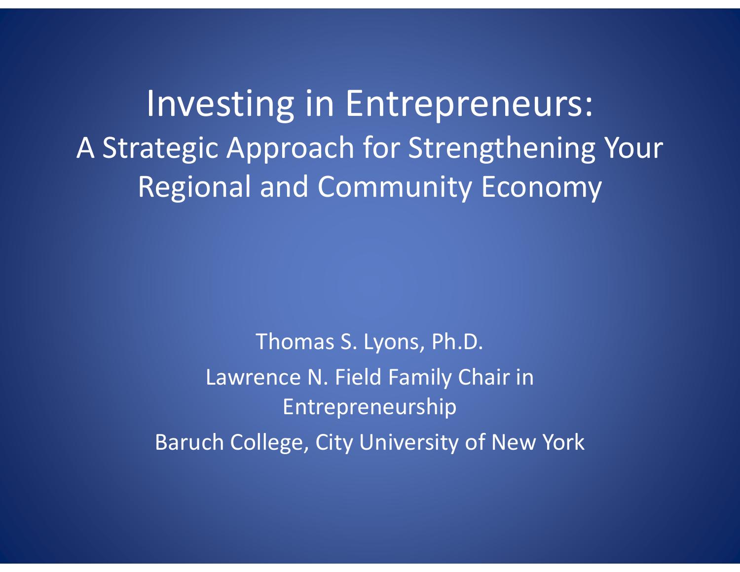# Investing in Entrepreneurs:

## A Strategic Approach for Strengthening Your Regional and Community Economy

Thomas S. Lyons, Ph.D.

Lawrence N. Field Family Chair in Entrepreneurship

Baruch College, City University of New York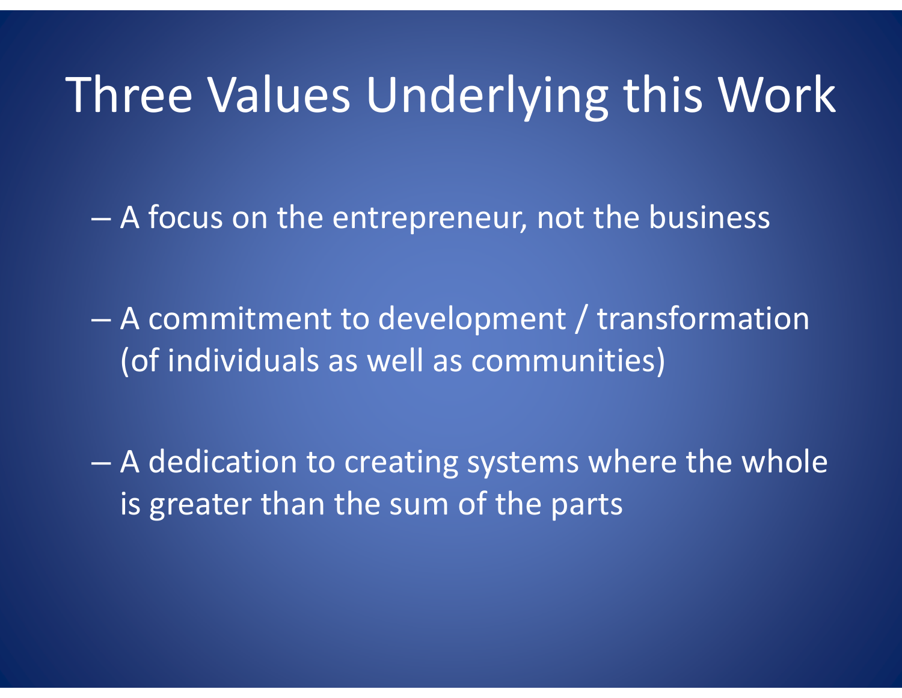# Three Values Underlying this Work

- A focus on the entrepreneur, not the business
- A commitment to development / transformation (of individuals as well as communities)
- A dedication to creating systems where the whole is greater than the sum of the parts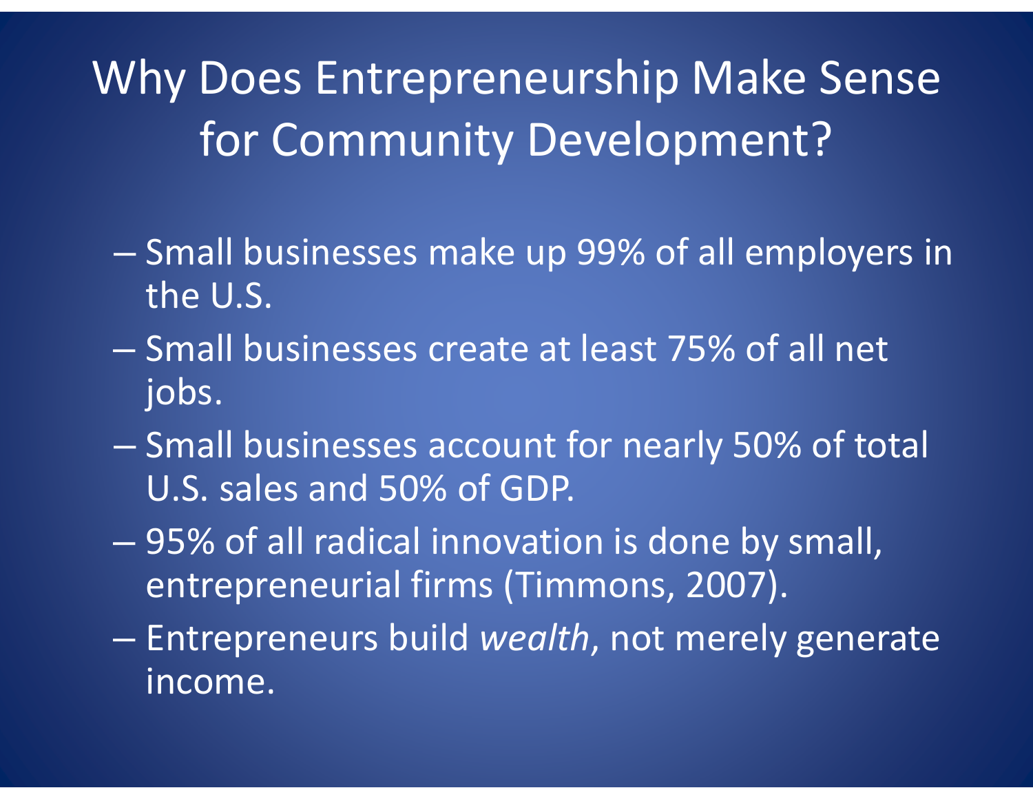# Why Does Entrepreneurship Make Sense for Community Development?

- Small businesses make up 99% of all employers in the U.S.
- Small businesses create at least 75% of all net jobs.
- Small businesses account for nearly 50% of total U.S. sales and 50% of GDP.
- 95% of all radical innovation is done by small, entrepreneurial firms (Timmons, 2007).
- Entrepreneurs build *wealth*, not merely generate income.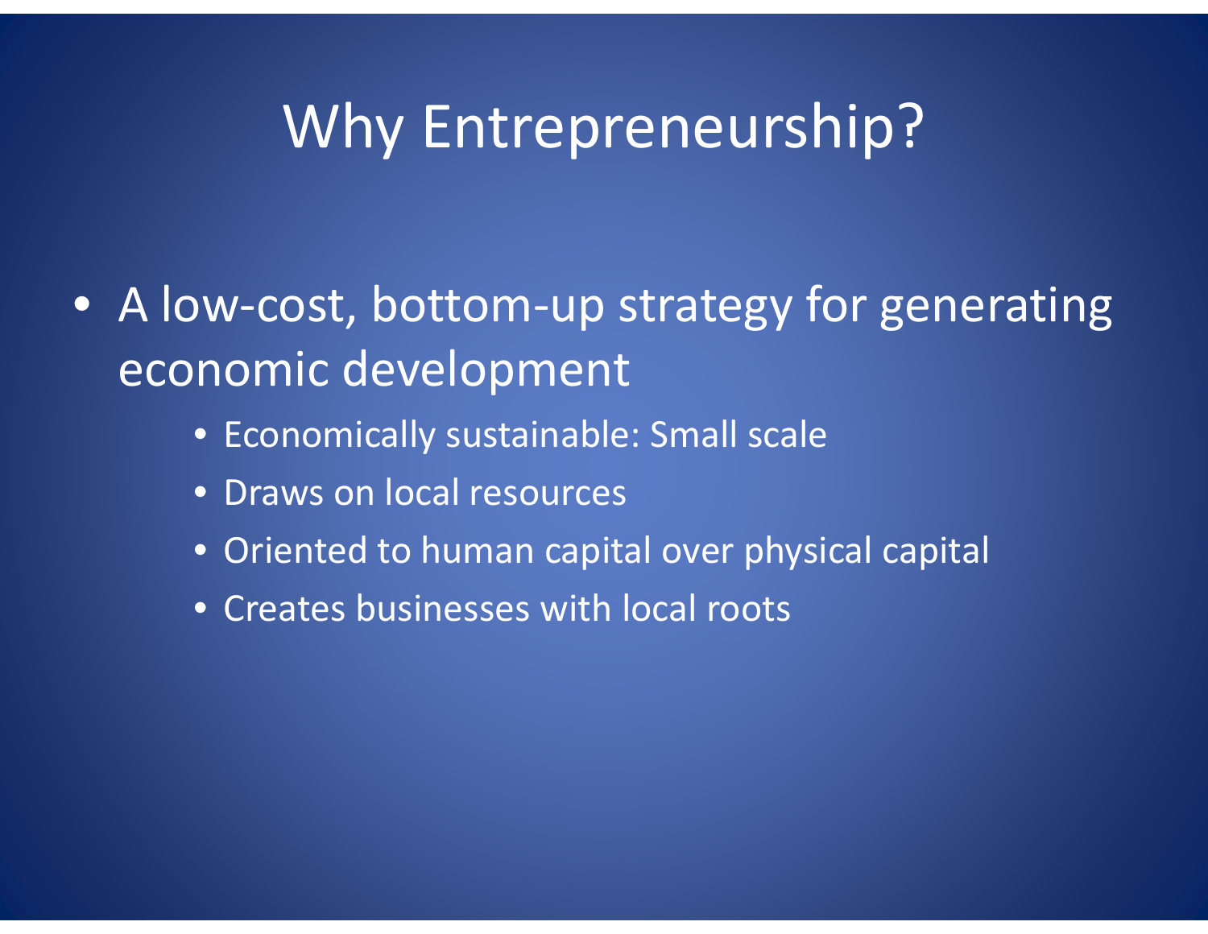# Why Entrepreneurship?

- A low-cost, bottom-up strategy for generating economic development
  - Economically sustainable: Small scale
  - Draws on local resources
  - Oriented to human capital over physical capital
  - Creates businesses with local roots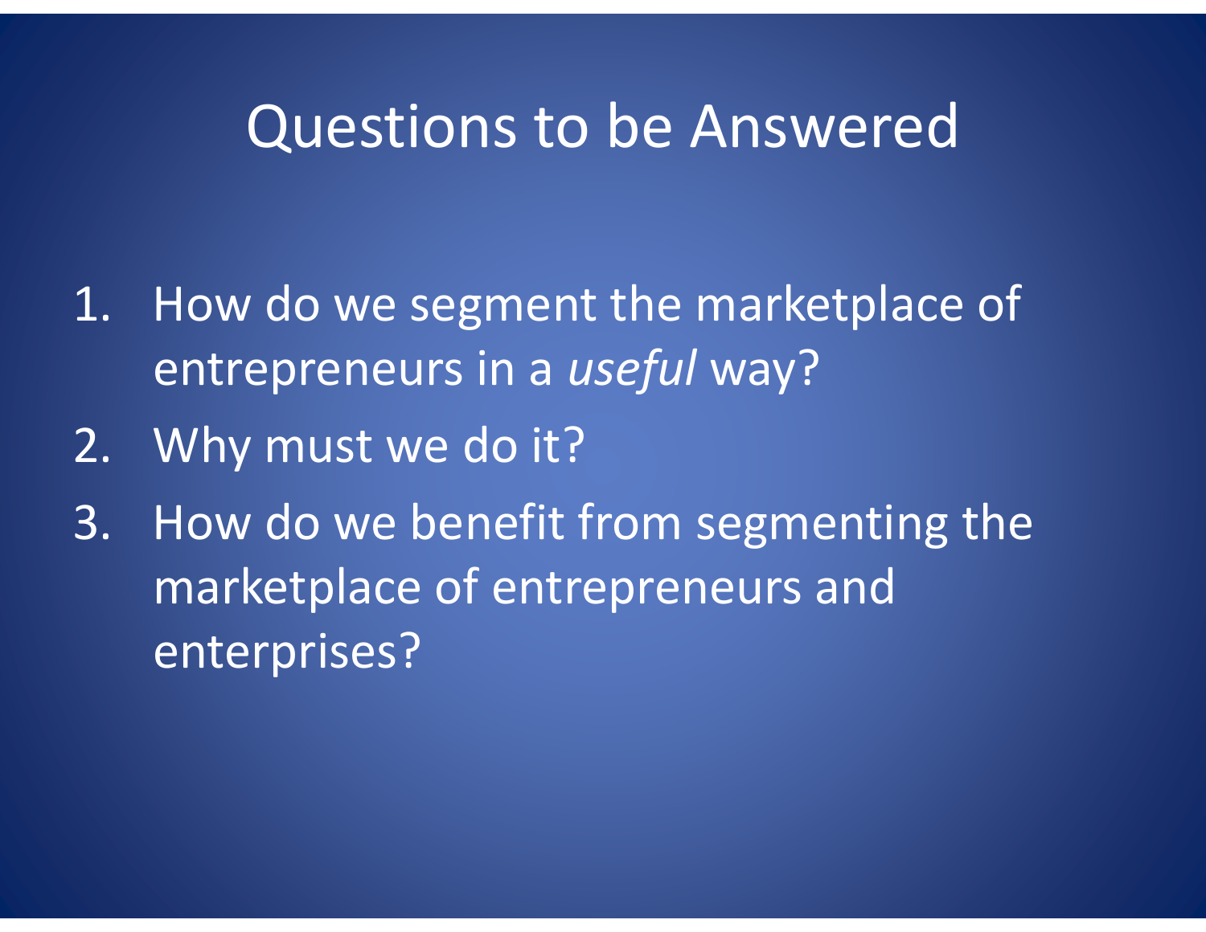# Questions to be Answered

1. How do we segment the marketplace of entrepreneurs in a *useful* way?
2. Why must we do it?
3. How do we benefit from segmenting the marketplace of entrepreneurs and enterprises?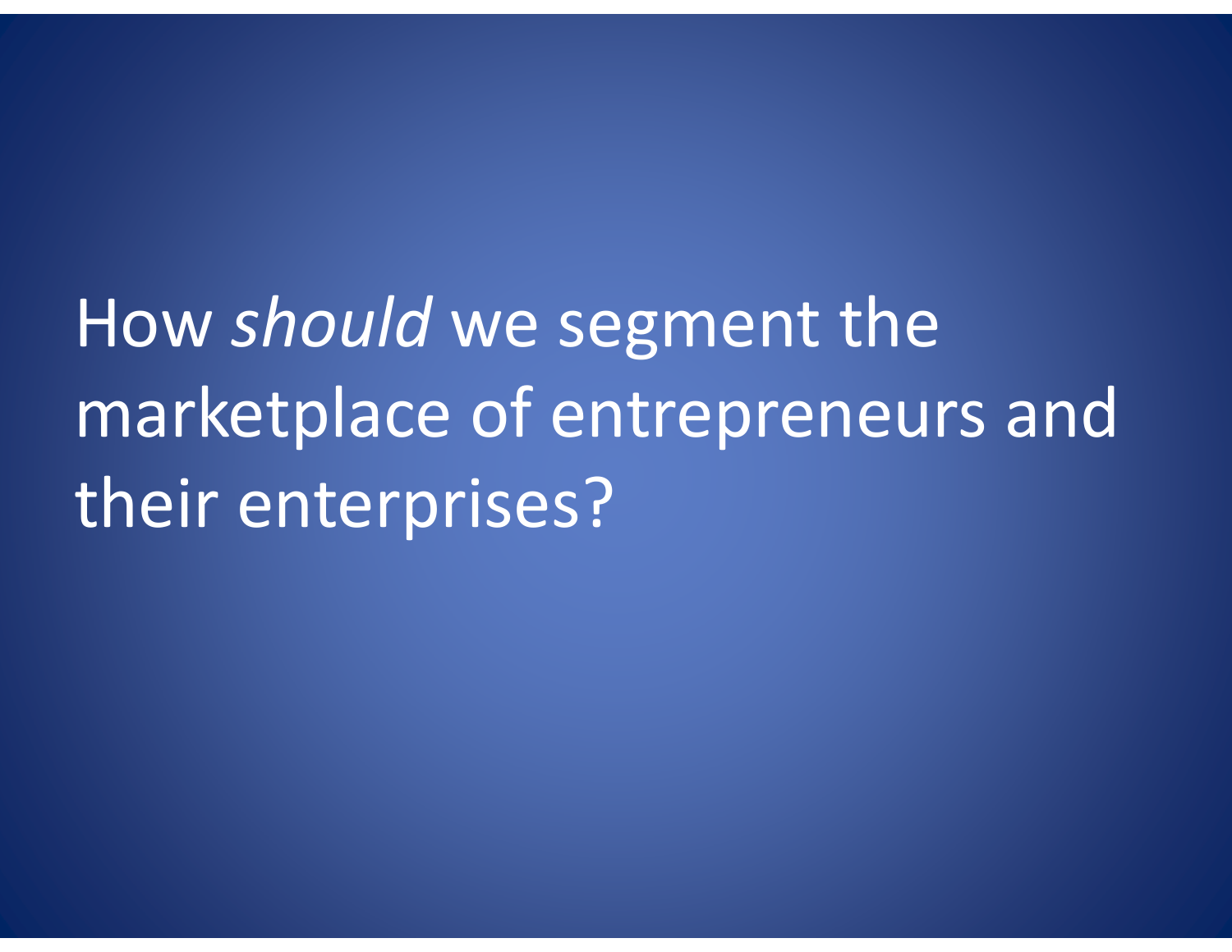How *should* we segment the marketplace of entrepreneurs and their enterprises?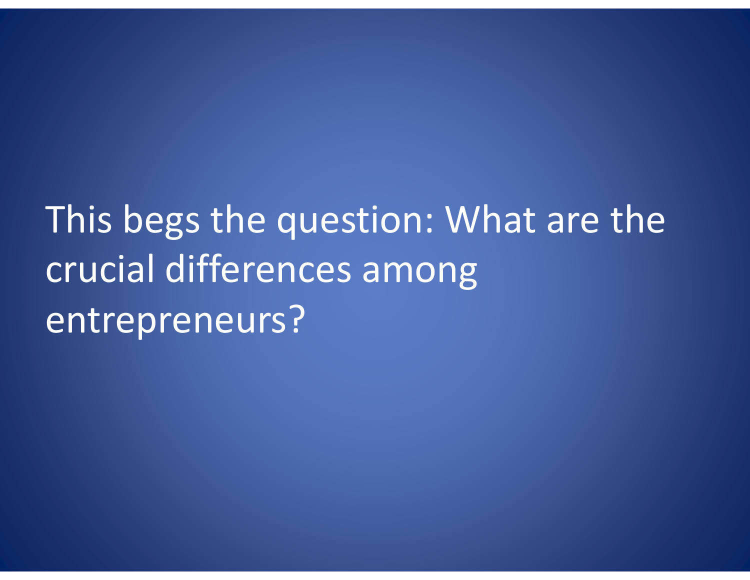This begs the question: What are the crucial differences among entrepreneurs?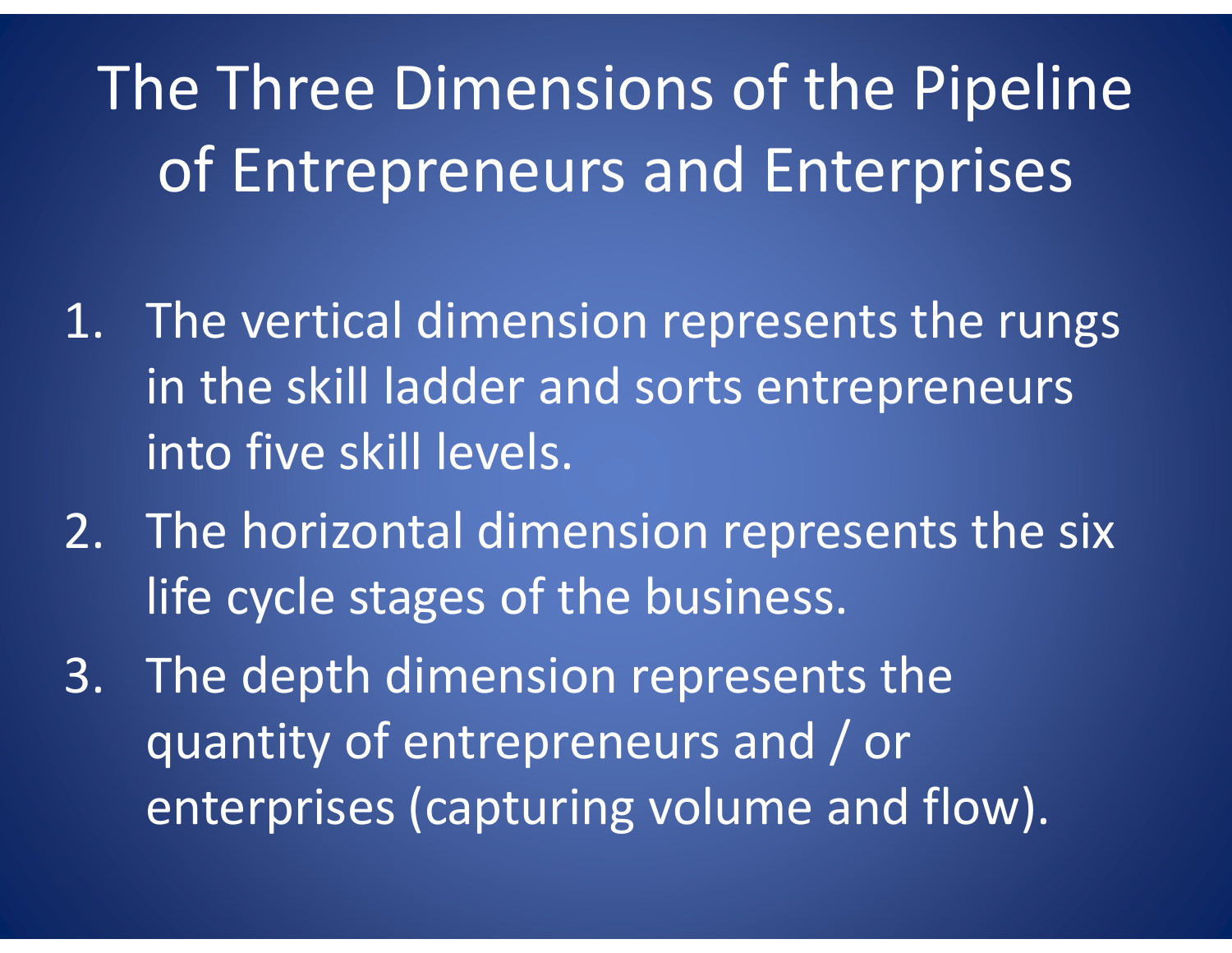# The Three Dimensions of the Pipeline of Entrepreneurs and Enterprises

1. The vertical dimension represents the rungs in the skill ladder and sorts entrepreneurs into five skill levels.
2. The horizontal dimension represents the six life cycle stages of the business.
3. The depth dimension represents the quantity of entrepreneurs and / or enterprises (capturing volume and flow).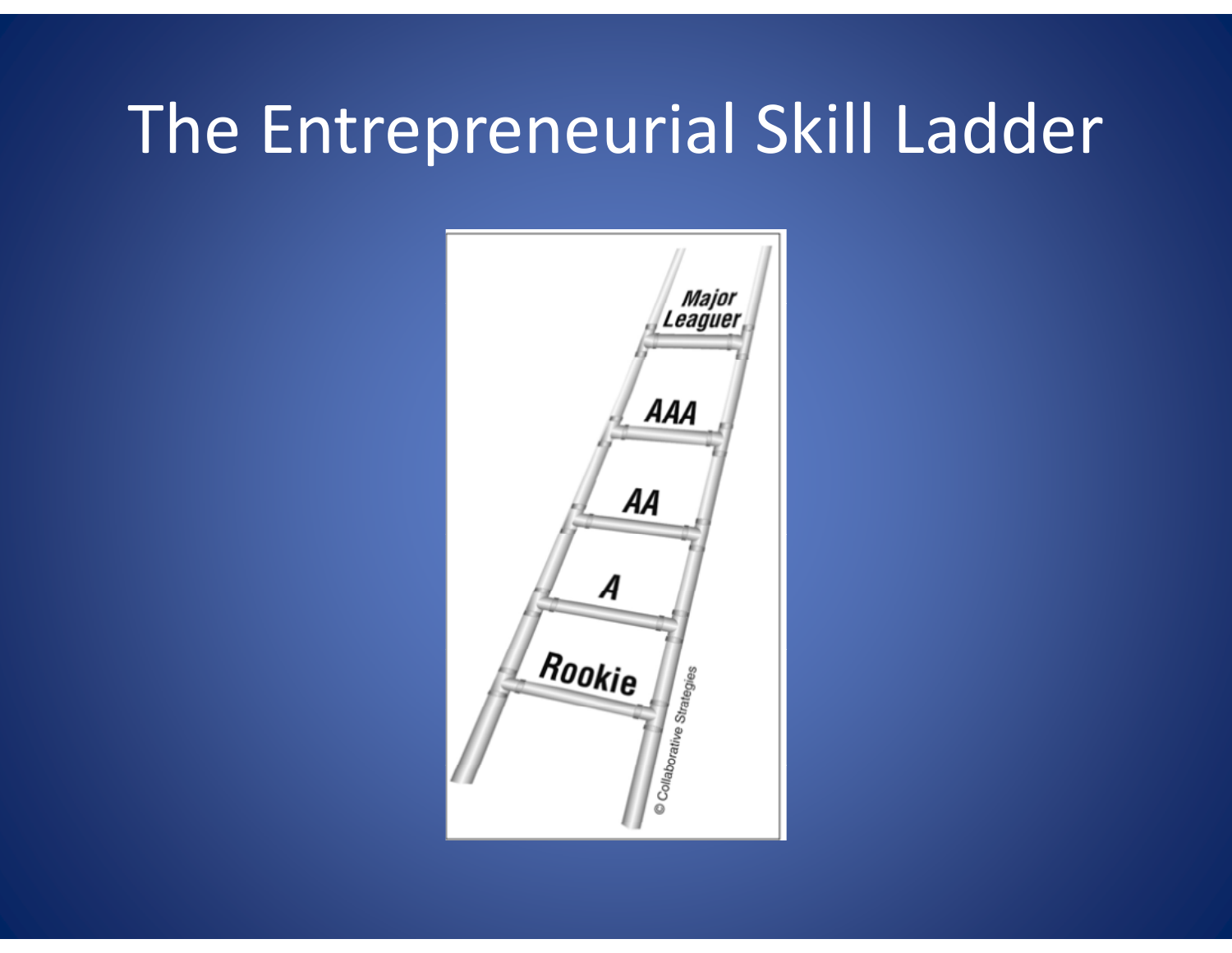# The Entrepreneurial Skill Ladder

Major Leaguer

AAA

AA

A

Rookie

© Collaborative Strategies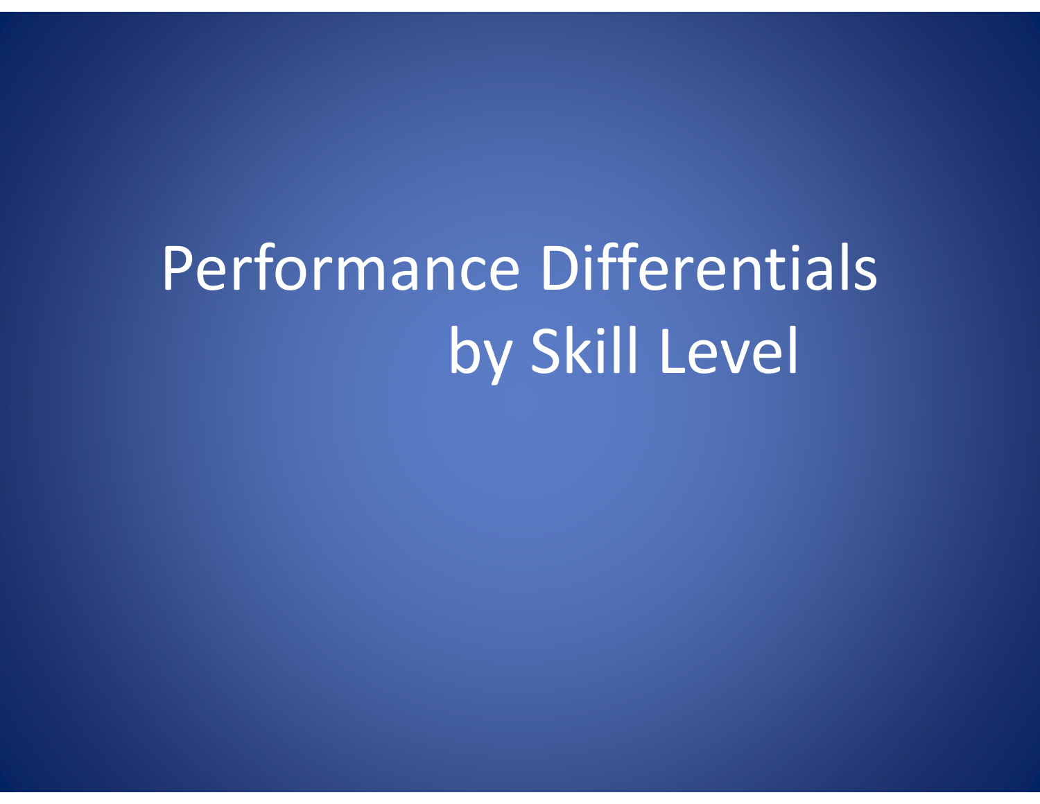# Performance Differentials by Skill Level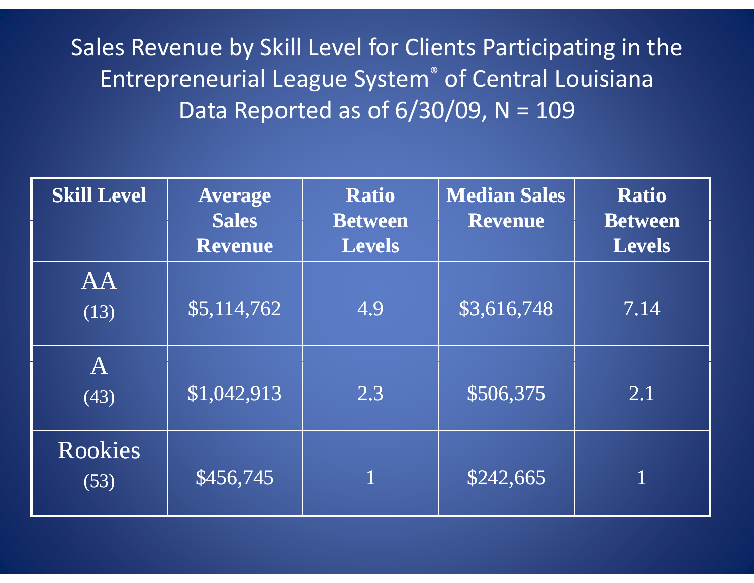# Sales Revenue by Skill Level for Clients Participating in the Entrepreneurial League System® of Central Louisiana Data Reported as of 6/30/09, N = 109

| Skill Level | Average Sales Revenue | Ratio Between Levels | Median Sales Revenue | Ratio Between Levels |
|---|---|---|---|---|
| AA (13) | $5,114,762 | 4.9 | $3,616,748 | 7.14 |
| A (43) | $1,042,913 | 2.3 | $506,375 | 2.1 |
| Rookies (53) | $456,745 | 1 | $242,665 | 1 |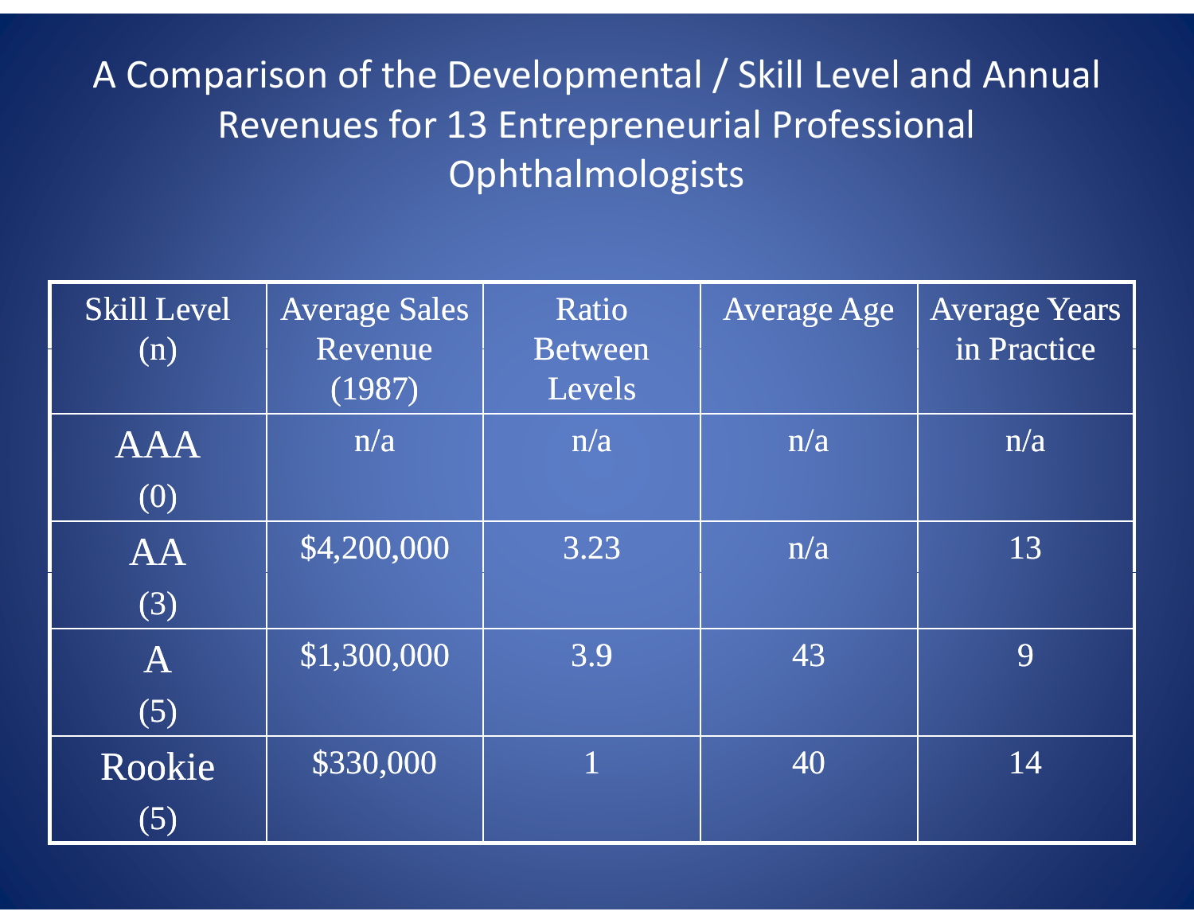# A Comparison of the Developmental / Skill Level and Annual Revenues for 13 Entrepreneurial Professional Ophthalmologists

| Skill Level (n) | Average Sales Revenue (1987) | Ratio Between Levels | Average Age | Average Years in Practice |
|---|---|---|---|---|
| AAA (0) | n/a | n/a | n/a | n/a |
| AA (3) | $4,200,000 | 3.23 | n/a | 13 |
| A (5) | $1,300,000 | 3.9 | 43 | 9 |
| Rookie (5) | $330,000 | 1 | 40 | 14 |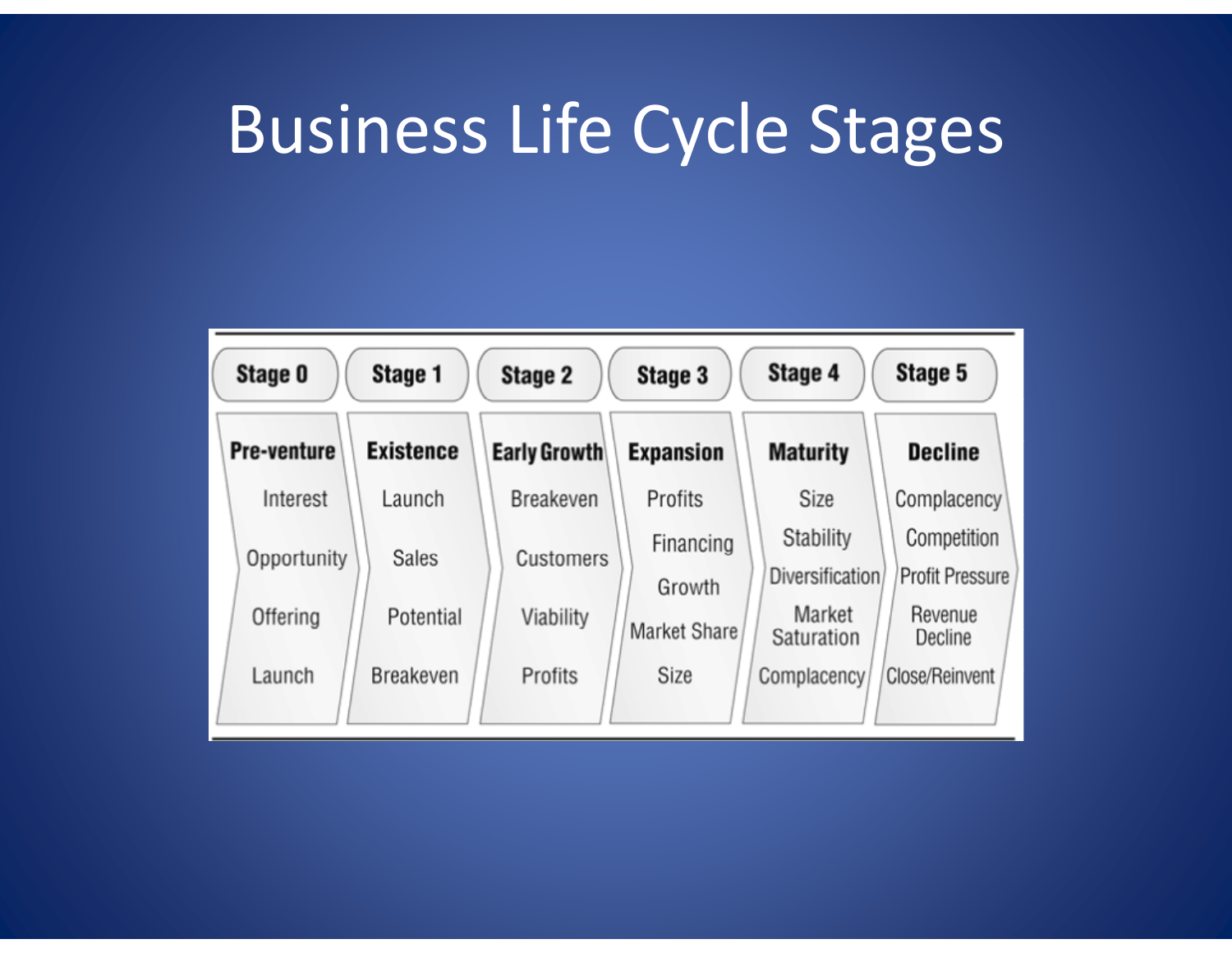# Business Life Cycle Stages

| Stage 0 | Stage 1 | Stage 2 | Stage 3 | Stage 4 | Stage 5 |
|---|---|---|---|---|---|
| **Pre-venture** | **Existence** | **Early Growth** | **Expansion** | **Maturity** | **Decline** |
| Interest | Launch | Breakeven | Profits | Size | Complacency |
| Opportunity | Sales | Customers | Financing | Stability | Competition |
| Offering | Potential | Viability | Growth | Diversification | Profit Pressure |
| Launch | Breakeven | Profits | Market Share | Market Saturation | Revenue Decline |
| | | | Size | Complacency | Close/Reinvent |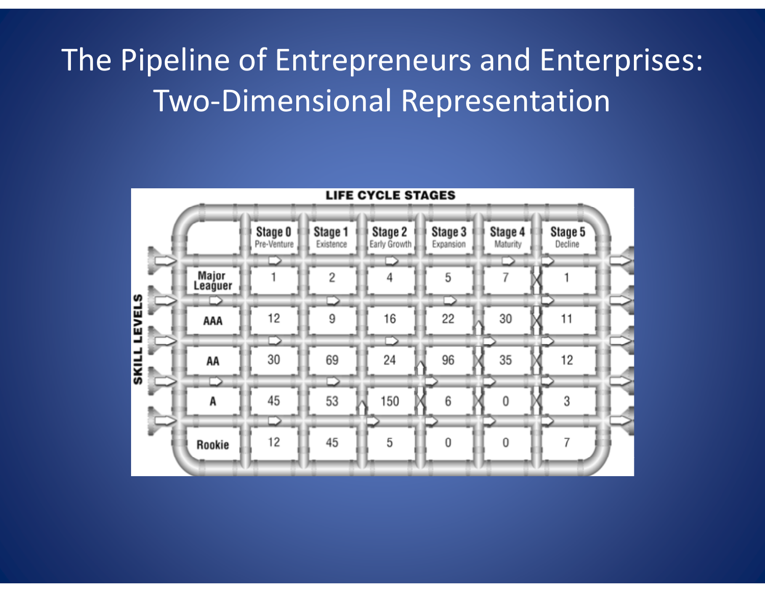# The Pipeline of Entrepreneurs and Enterprises: Two-Dimensional Representation

LIFE CYCLE STAGES

SKILL LEVELS

| | Stage 0 Pre-Venture | Stage 1 Existence | Stage 2 Early Growth | Stage 3 Expansion | Stage 4 Maturity | Stage 5 Decline |
|---|---|---|---|---|---|---|
| Major Leaguer | 1 | 2 | 4 | 5 | 7 | 1 |
| AAA | 12 | 9 | 16 | 22 | 30 | 11 |
| AA | 30 | 69 | 24 | 96 | 35 | 12 |
| A | 45 | 53 | 150 | 6 | 0 | 3 |
| Rookie | 12 | 45 | 5 | 0 | 0 | 7 |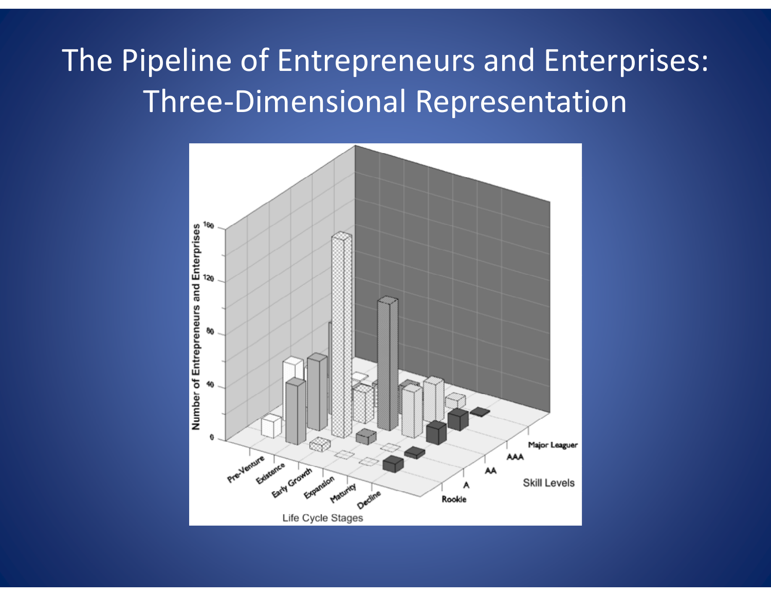# The Pipeline of Entrepreneurs and Enterprises: Three-Dimensional Representation

Number of Entrepreneurs and Enterprises

160
120
80
40
0

Pre-Venture
Existence
Early Growth
Expansion
Maturity
Decline

Life Cycle Stages

Rookie
A
AA
AAA
Major Leaguer

Skill Levels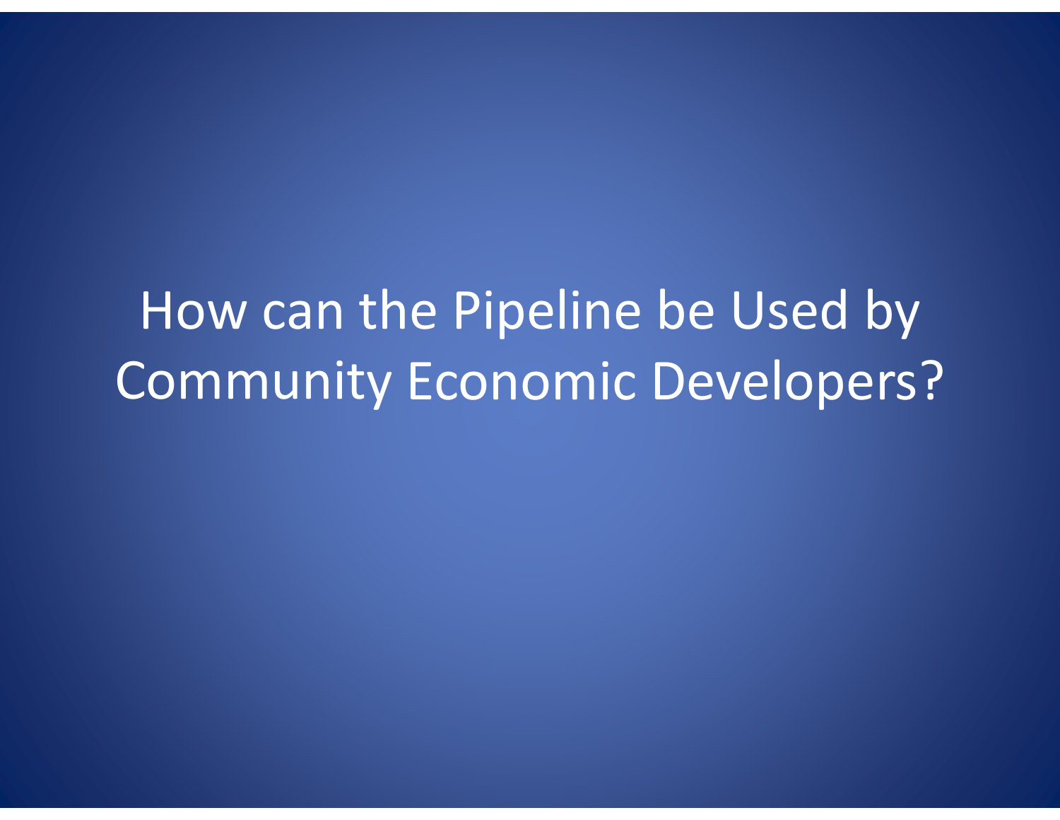# How can the Pipeline be Used by Community Economic Developers?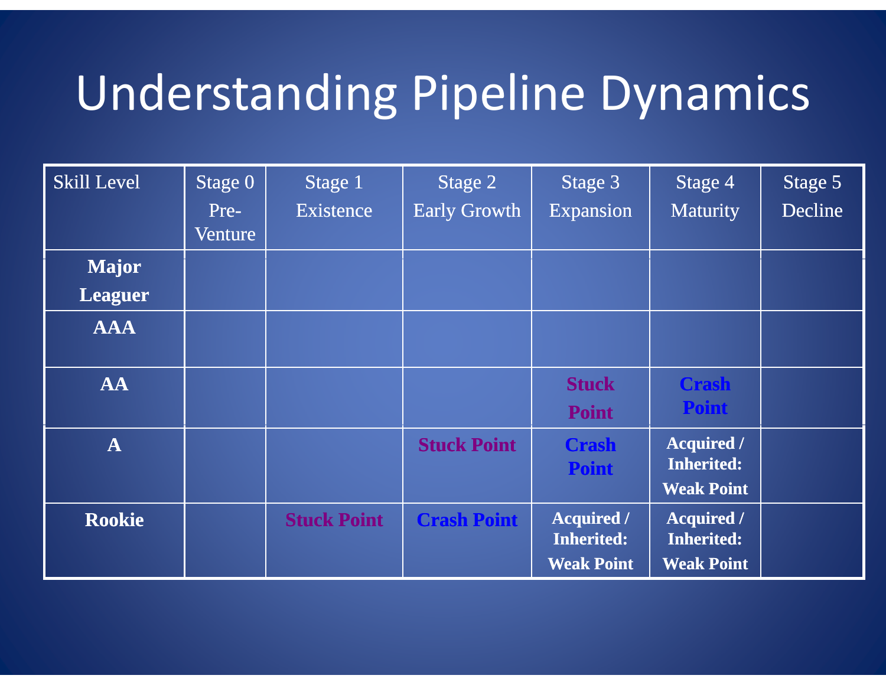# Understanding Pipeline Dynamics

| Skill Level | Stage 0 Pre-Venture | Stage 1 Existence | Stage 2 Early Growth | Stage 3 Expansion | Stage 4 Maturity | Stage 5 Decline |
|---|---|---|---|---|---|---|
| **Major Leaguer** | | | | | | |
| **AAA** | | | | | | |
| **AA** | | | | **Stuck Point** | **Crash Point** | |
| **A** | | | **Stuck Point** | **Crash Point** | **Acquired / Inherited: Weak Point** | |
| **Rookie** | | **Stuck Point** | **Crash Point** | **Acquired / Inherited: Weak Point** | **Acquired / Inherited: Weak Point** | |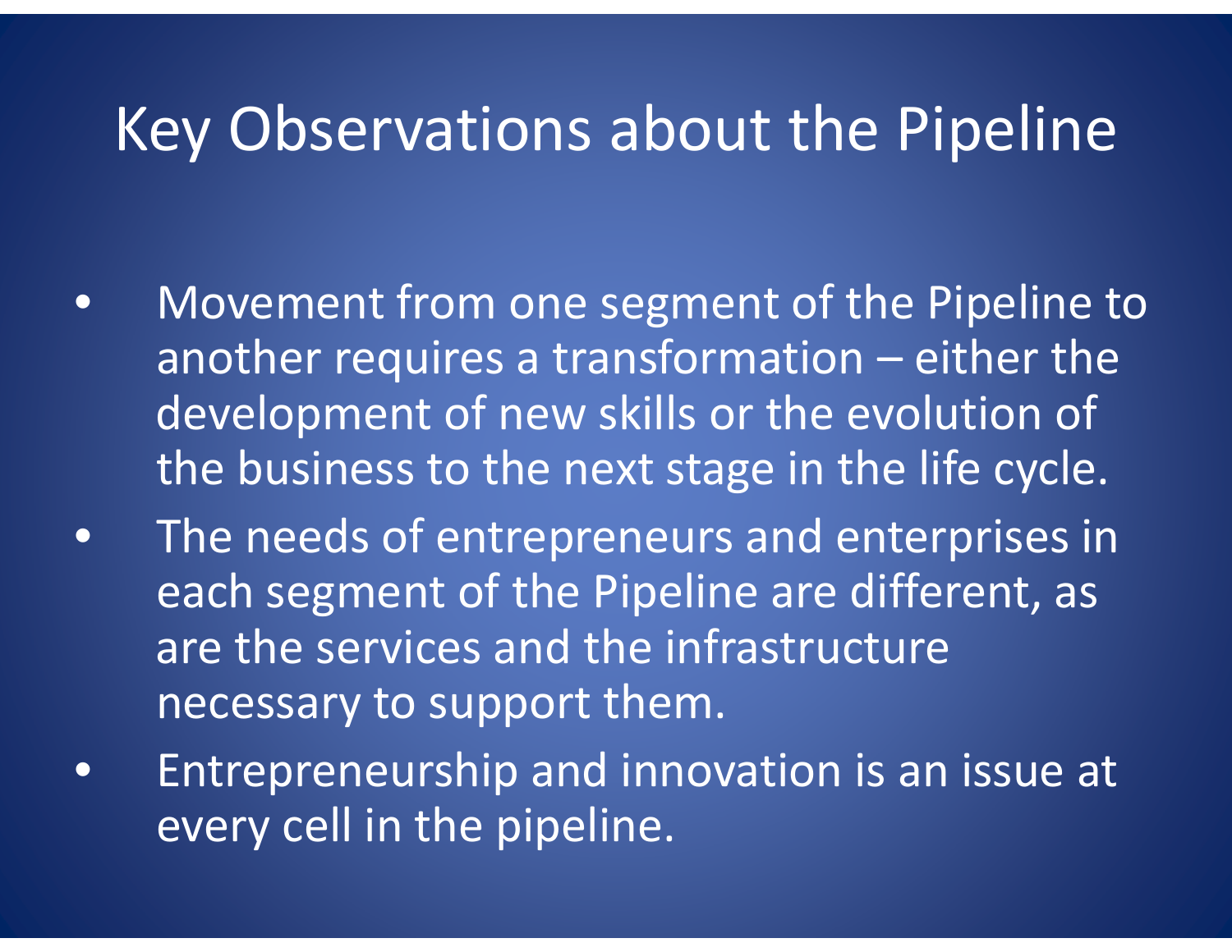# Key Observations about the Pipeline

- Movement from one segment of the Pipeline to another requires a transformation – either the development of new skills or the evolution of the business to the next stage in the life cycle.
- The needs of entrepreneurs and enterprises in each segment of the Pipeline are different, as are the services and the infrastructure necessary to support them.
- Entrepreneurship and innovation is an issue at every cell in the pipeline.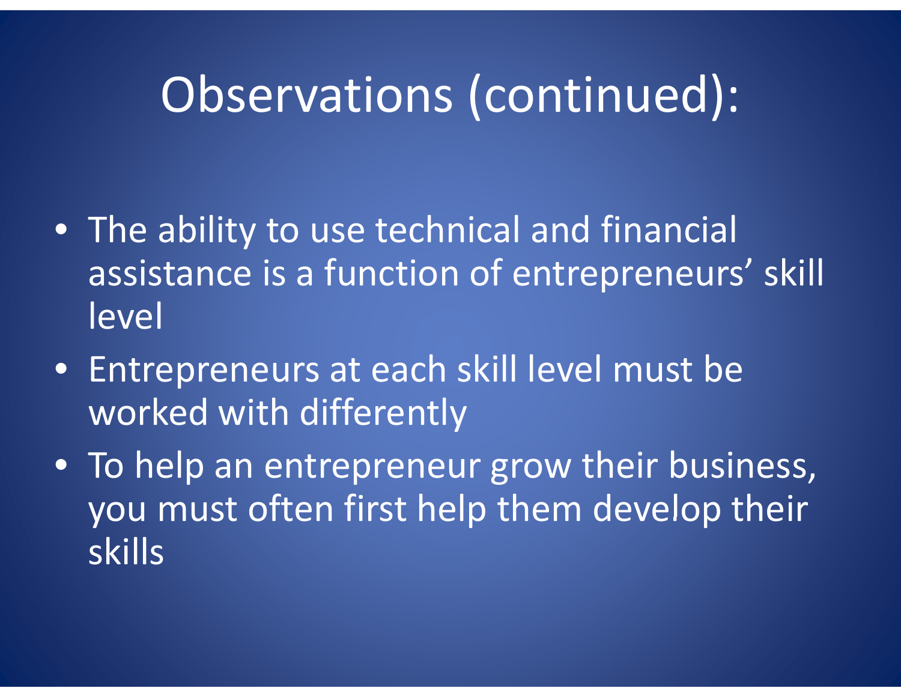# Observations (continued):

- The ability to use technical and financial assistance is a function of entrepreneurs' skill level
- Entrepreneurs at each skill level must be worked with differently
- To help an entrepreneur grow their business, you must often first help them develop their skills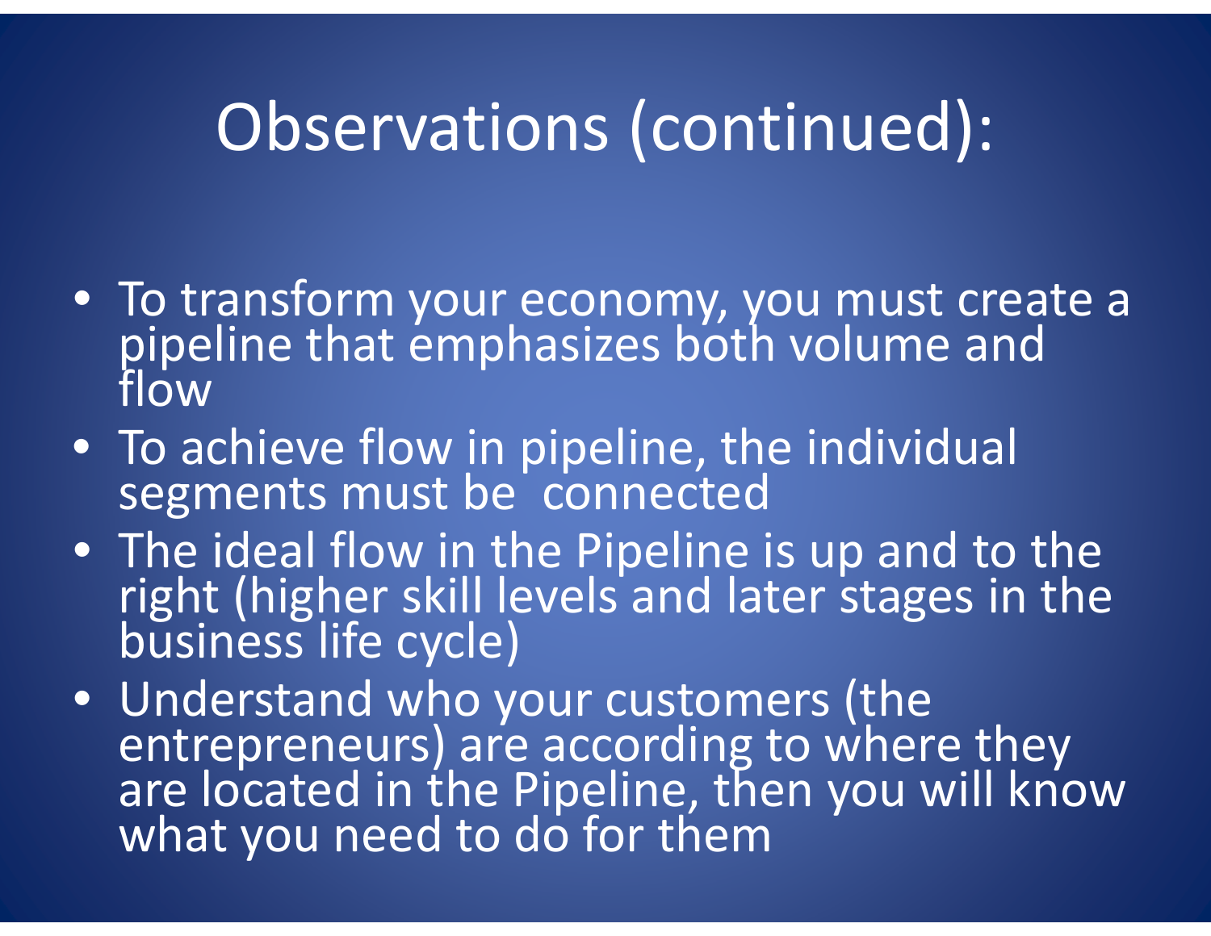# Observations (continued):

- To transform your economy, you must create a pipeline that emphasizes both volume and flow
- To achieve flow in pipeline, the individual segments must be connected
- The ideal flow in the Pipeline is up and to the right (higher skill levels and later stages in the business life cycle)
- Understand who your customers (the entrepreneurs) are according to where they are located in the Pipeline, then you will know what you need to do for them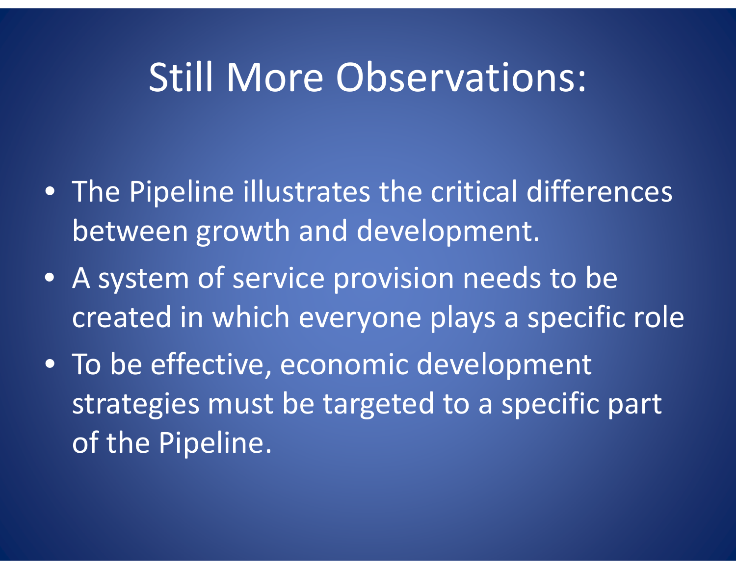# Still More Observations:

- The Pipeline illustrates the critical differences between growth and development.
- A system of service provision needs to be created in which everyone plays a specific role
- To be effective, economic development strategies must be targeted to a specific part of the Pipeline.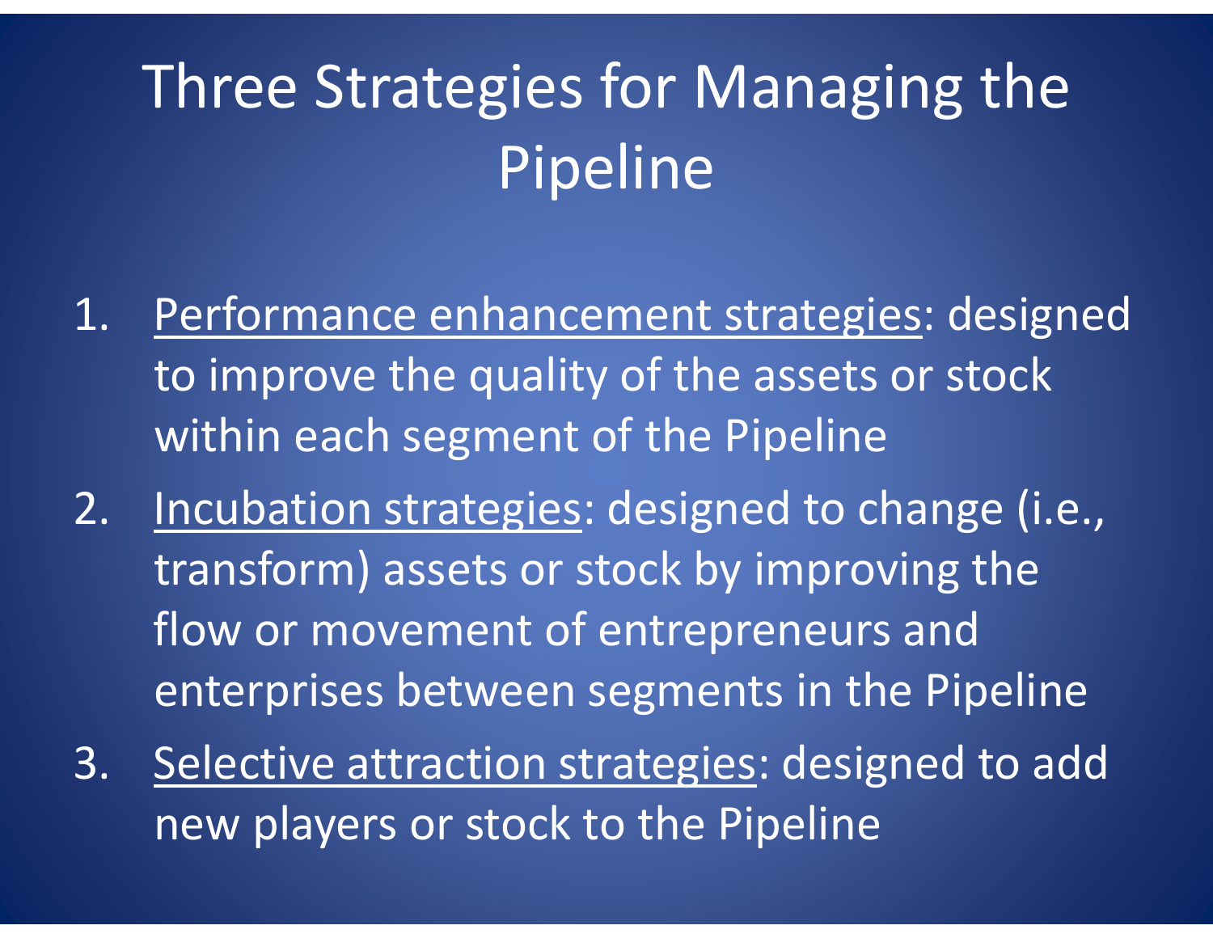# Three Strategies for Managing the Pipeline

1. Performance enhancement strategies: designed to improve the quality of the assets or stock within each segment of the Pipeline
2. Incubation strategies: designed to change (i.e., transform) assets or stock by improving the flow or movement of entrepreneurs and enterprises between segments in the Pipeline
3. Selective attraction strategies: designed to add new players or stock to the Pipeline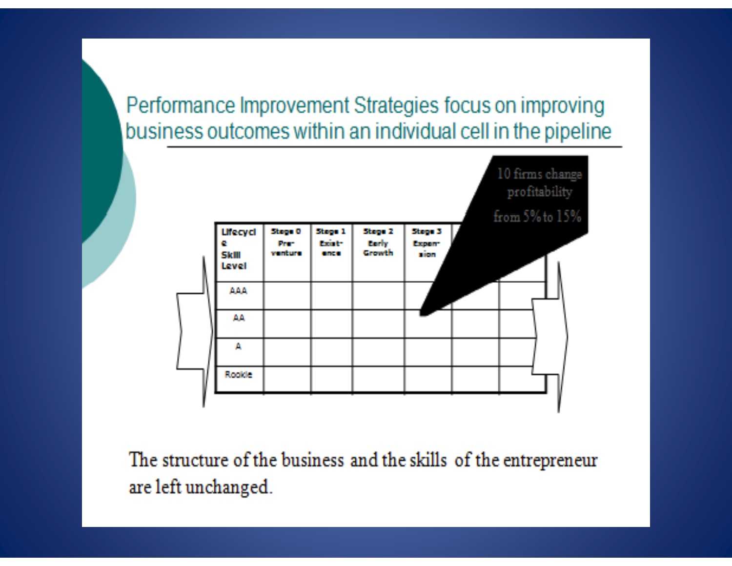# Performance Improvement Strategies focus on improving business outcomes within an individual cell in the pipeline

10 firms change profitability from 5% to 15%

| Lifecycle Skill Level | Stage 0 Pre-venture | Stage 1 Exist-ence | Stage 2 Early Growth | Stage 3 Expan-sion | | |
|---|---|---|---|---|---|---|
| AAA | | | | | | |
| AA | | | | | | |
| A | | | | | | |
| Rookie | | | | | | |

The structure of the business and the skills of the entrepreneur are left unchanged.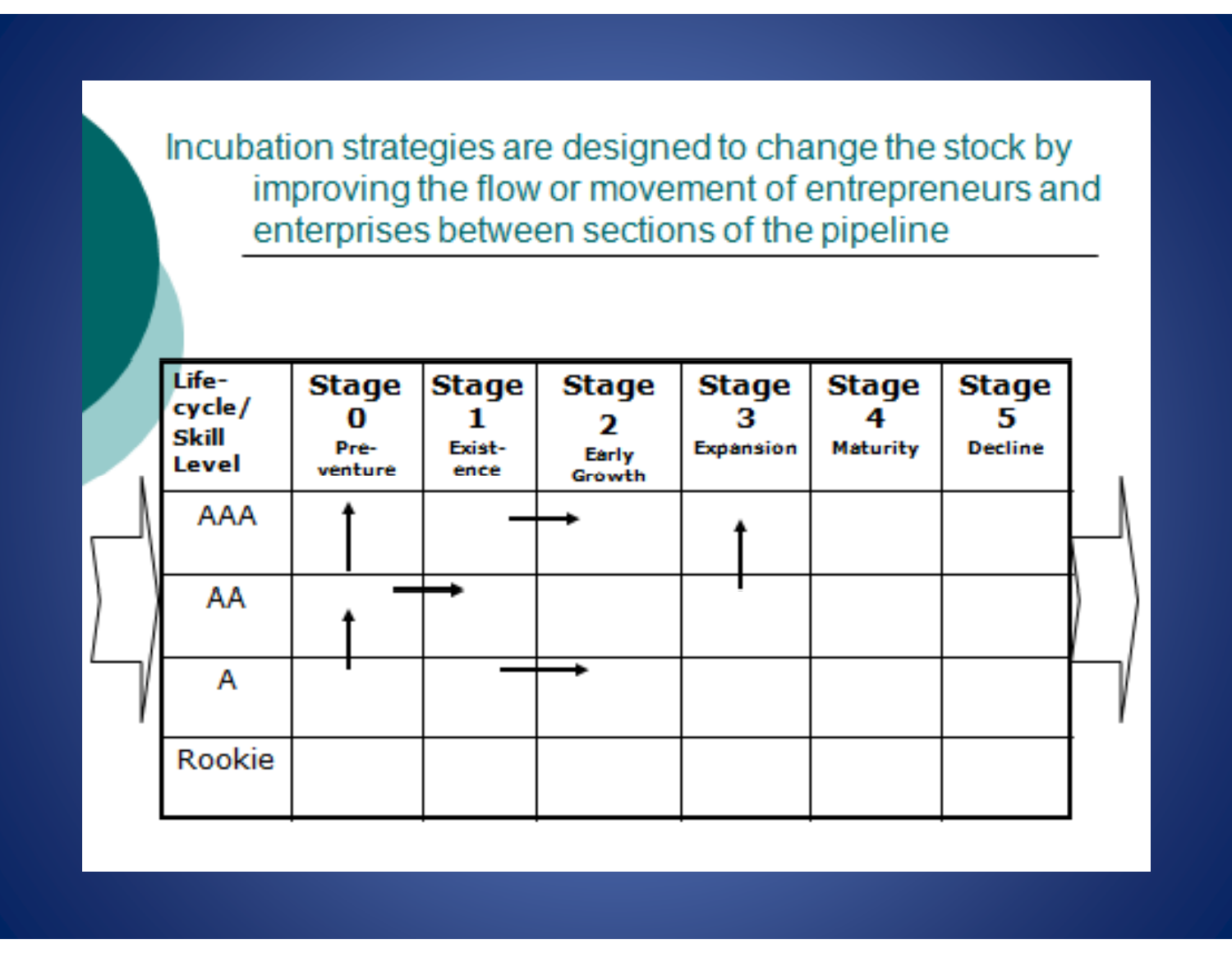## Incubation strategies are designed to change the stock by improving the flow or movement of entrepreneurs and enterprises between sections of the pipeline

| Life-cycle/ Skill Level | Stage 0 Pre-venture | Stage 1 Exist-ence | Stage 2 Early Growth | Stage 3 Expansion | Stage 4 Maturity | Stage 5 Decline |
|---|---|---|---|---|---|---|
| AAA | ↑ | → | | ↑ | | |
| AA | ↑ → | | | | | |
| A | | → | | | | |
| Rookie | | | | | | |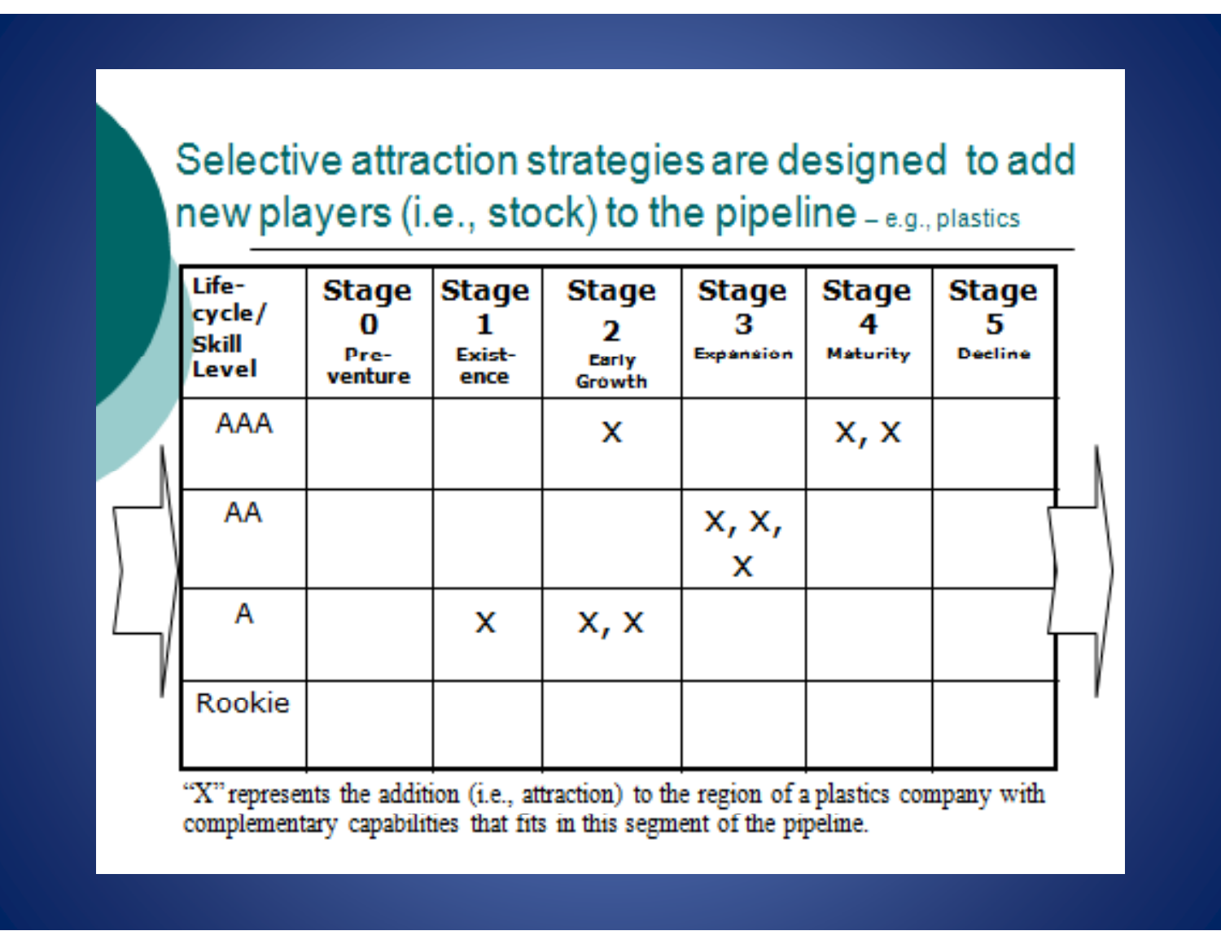# Selective attraction strategies are designed to add new players (i.e., stock) to the pipeline – e.g., plastics

| Life-cycle/ Skill Level | Stage 0 Pre-venture | Stage 1 Exist-ence | Stage 2 Early Growth | Stage 3 Expansion | Stage 4 Maturity | Stage 5 Decline |
|---|---|---|---|---|---|---|
| AAA | | | X | | X, X | |
| AA | | | | X, X, X | | |
| A | | X | X, X | | | |
| Rookie | | | | | | |

"X" represents the addition (i.e., attraction) to the region of a plastics company with complementary capabilities that fits in this segment of the pipeline.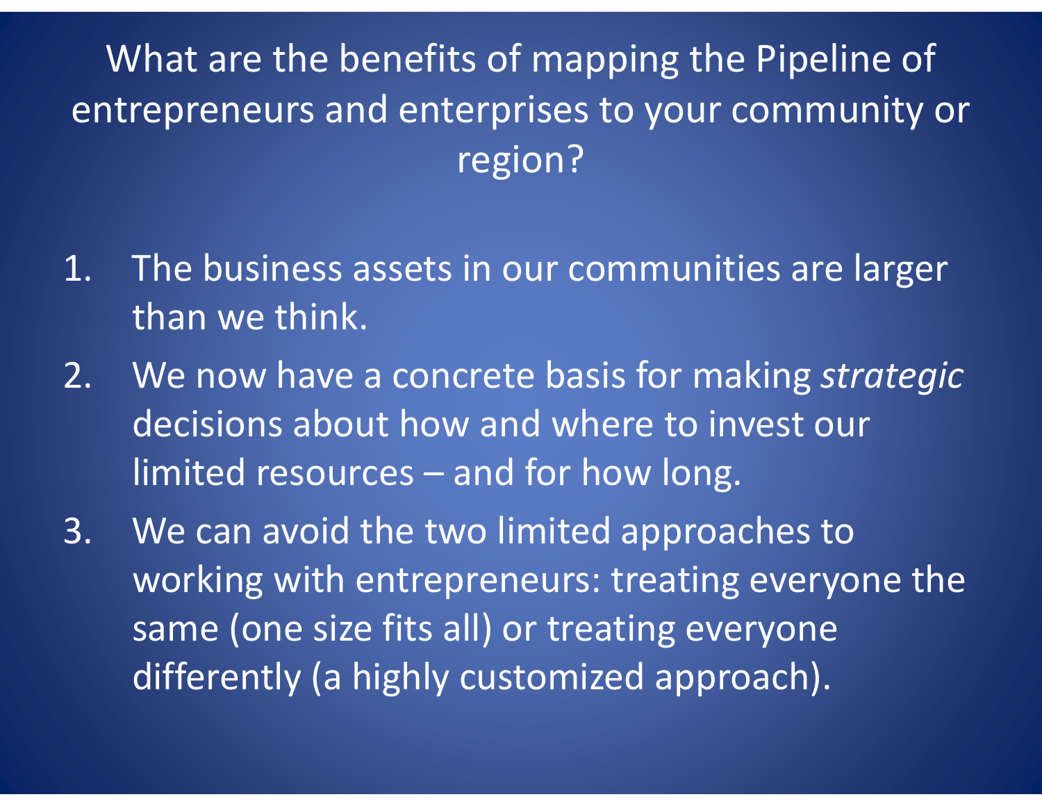# What are the benefits of mapping the Pipeline of entrepreneurs and enterprises to your community or region?

1. The business assets in our communities are larger than we think.
2. We now have a concrete basis for making *strategic* decisions about how and where to invest our limited resources – and for how long.
3. We can avoid the two limited approaches to working with entrepreneurs: treating everyone the same (one size fits all) or treating everyone differently (a highly customized approach).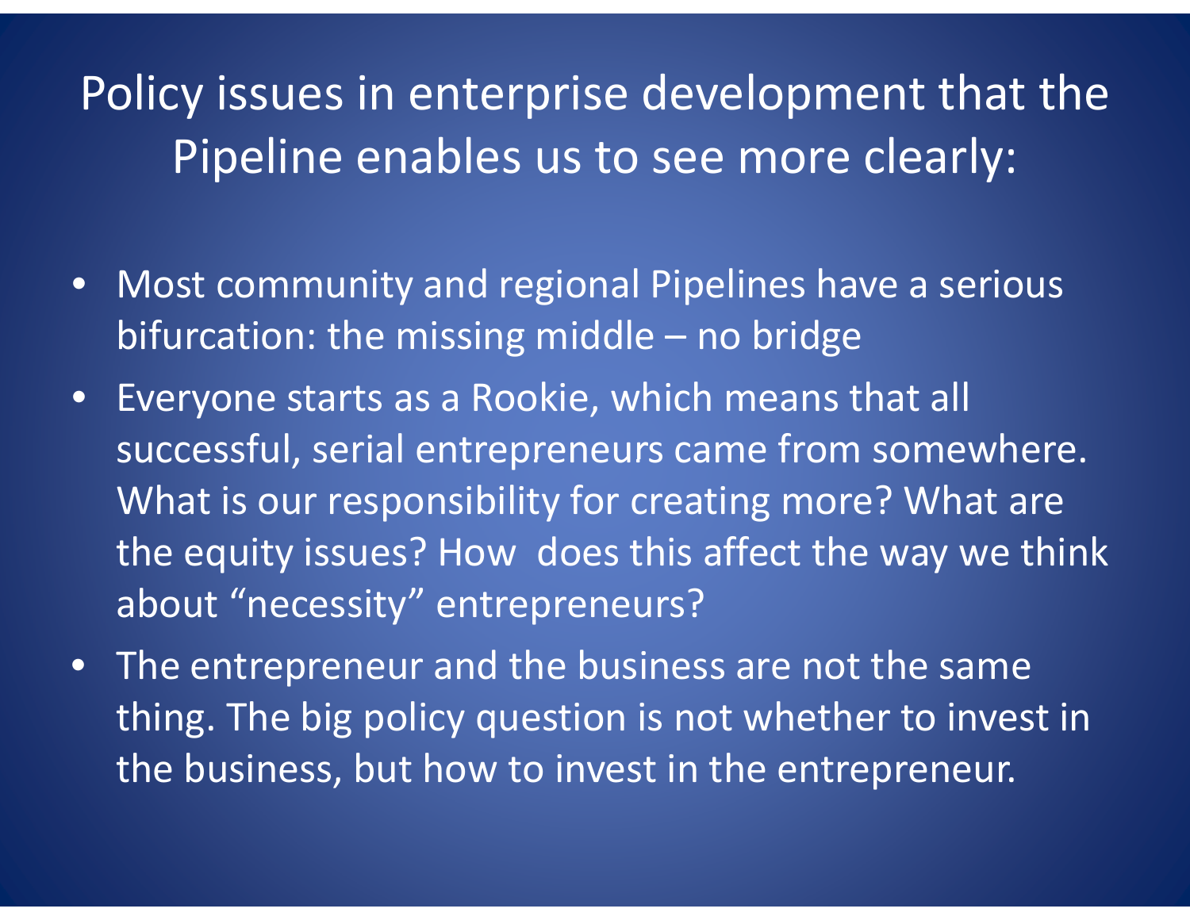# Policy issues in enterprise development that the Pipeline enables us to see more clearly:

- Most community and regional Pipelines have a serious bifurcation: the missing middle – no bridge
- Everyone starts as a Rookie, which means that all successful, serial entrepreneurs came from somewhere. What is our responsibility for creating more? What are the equity issues? How does this affect the way we think about "necessity" entrepreneurs?
- The entrepreneur and the business are not the same thing. The big policy question is not whether to invest in the business, but how to invest in the entrepreneur.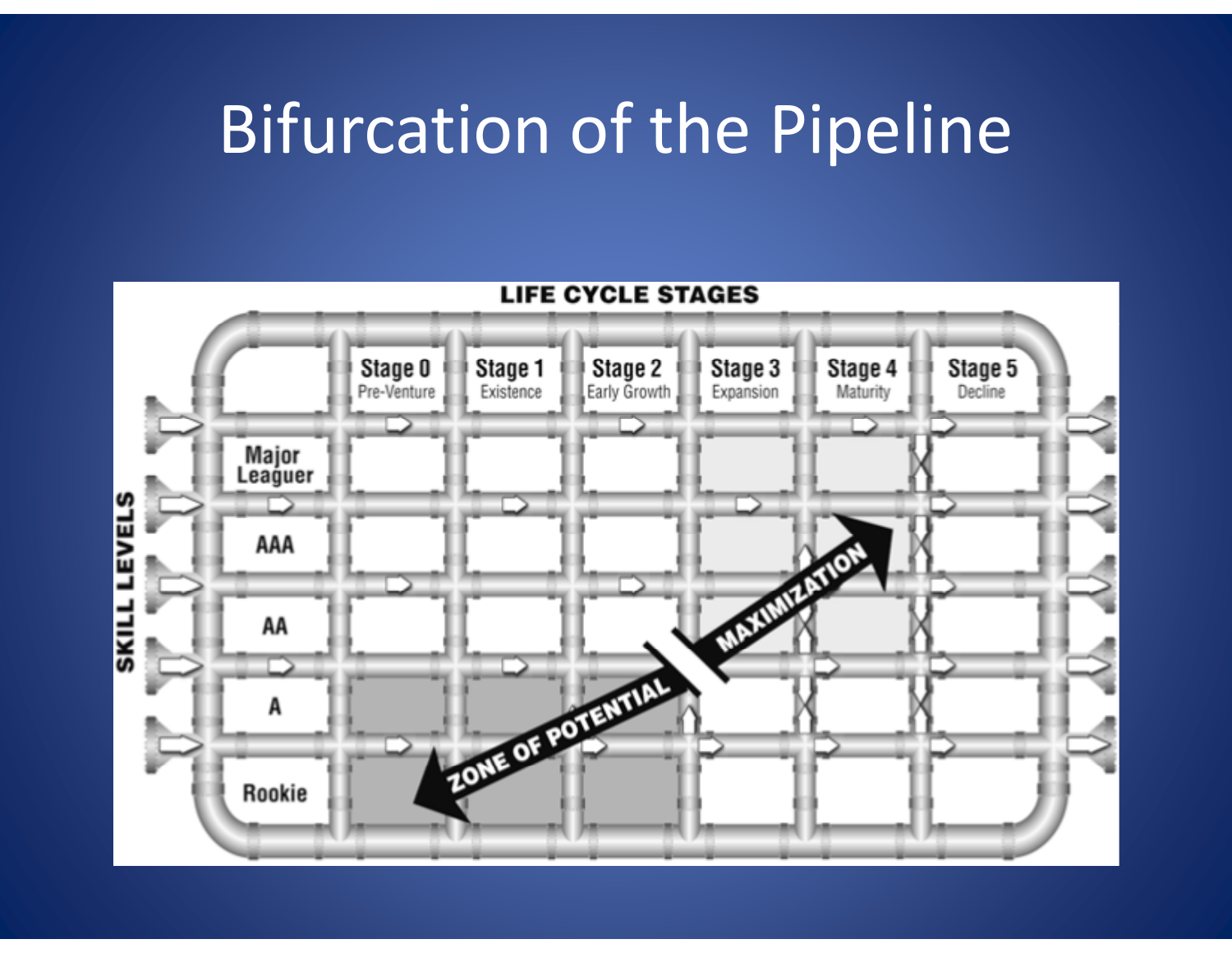# Bifurcation of the Pipeline

LIFE CYCLE STAGES

Stage 0 Pre-Venture

Stage 1 Existence

Stage 2 Early Growth

Stage 3 Expansion

Stage 4 Maturity

Stage 5 Decline

SKILL LEVELS

Major Leaguer

AAA

AA

A

Rookie

MAXIMIZATION

ZONE OF POTENTIAL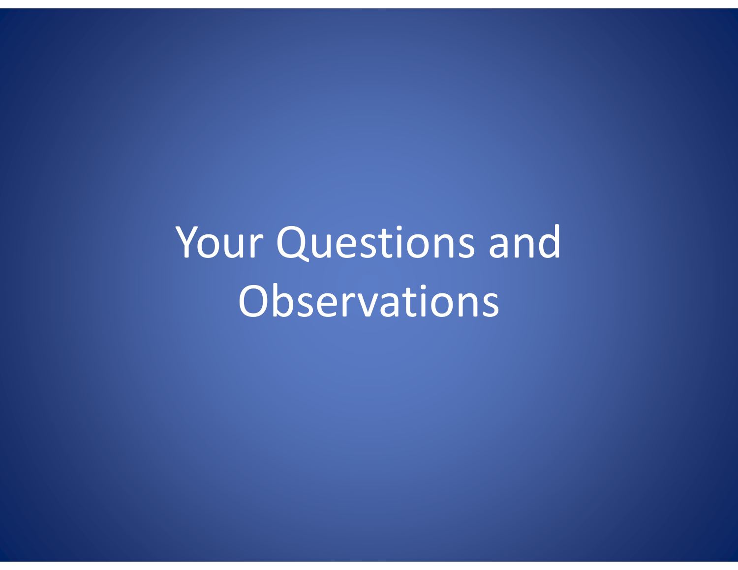# Your Questions and Observations